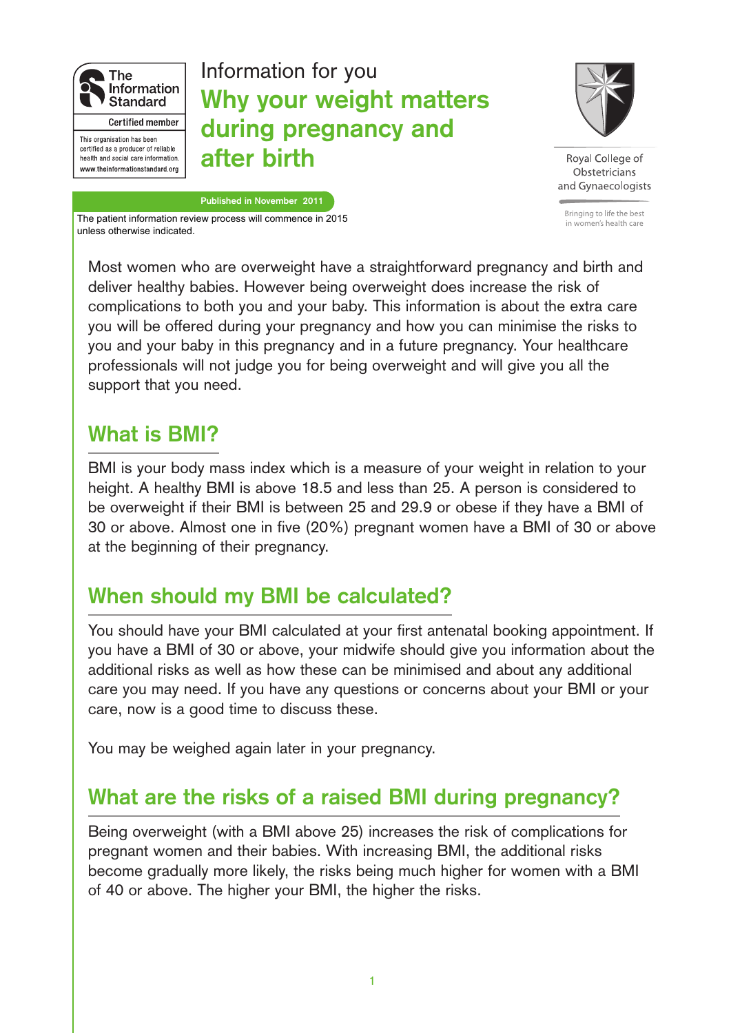The Information Standard

Certified member

This organisation has been certified as a producer of reliable health and social care information. www.theinformationstandard.org

Information for you

# Why your weight matters during pregnancy and after birth

Royal College of Obstetricians and Gynaecologists

Bringing to life the best in women's health care

Published in November 2011

The patient information review process will commence in 2015 unless otherwise indicated.

Most women who are overweight have a straightforward pregnancy and birth and deliver healthy babies. However being overweight does increase the risk of complications to both you and your baby. This information is about the extra care you will be offered during your pregnancy and how you can minimise the risks to you and your baby in this pregnancy and in a future pregnancy. Your healthcare professionals will not judge you for being overweight and will give you all the support that you need.

## What is BMI?

BMI is your body mass index which is a measure of your weight in relation to your height. A healthy BMI is above 18.5 and less than 25. A person is considered to be overweight if their BMI is between 25 and 29.9 or obese if they have a BMI of 30 or above. Almost one in five (20%) pregnant women have a BMI of 30 or above at the beginning of their pregnancy.

## When should my BMI be calculated?

You should have your BMI calculated at your first antenatal booking appointment. If you have a BMI of 30 or above, your midwife should give you information about the additional risks as well as how these can be minimised and about any additional care you may need. If you have any questions or concerns about your BMI or your care, now is a good time to discuss these.

You may be weighed again later in your pregnancy.

## What are the risks of a raised BMI during pregnancy?

Being overweight (with a BMI above 25) increases the risk of complications for pregnant women and their babies. With increasing BMI, the additional risks become gradually more likely, the risks being much higher for women with a BMI of 40 or above. The higher your BMI, the higher the risks.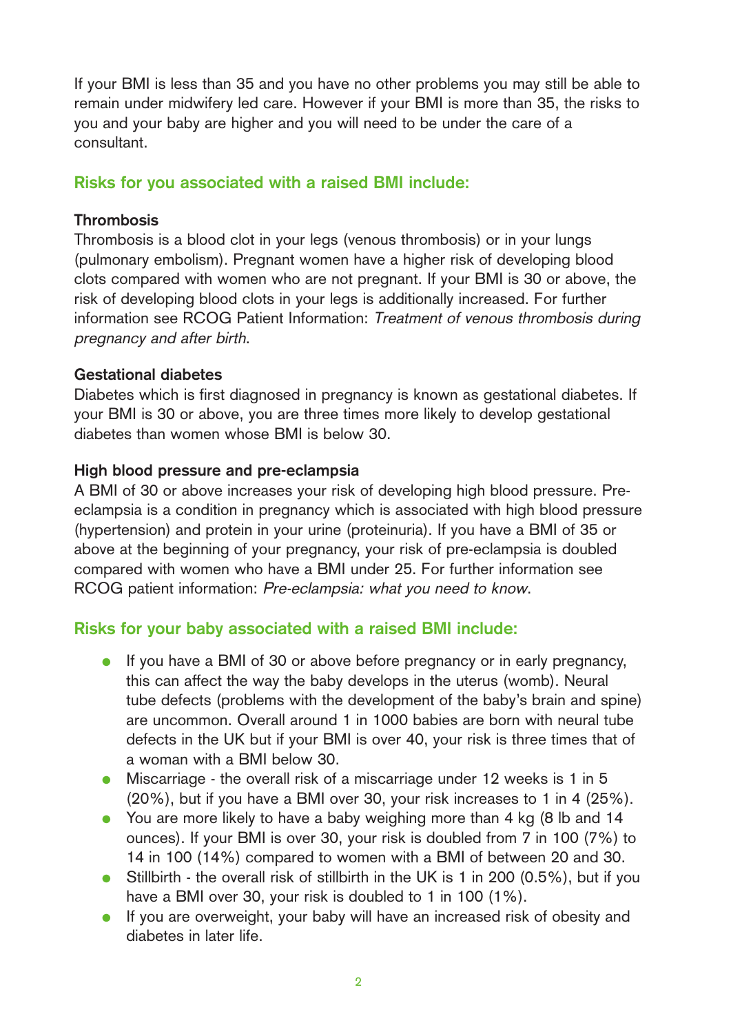If your BMI is less than 35 and you have no other problems you may still be able to remain under midwifery led care. However if your BMI is more than 35, the risks to you and your baby are higher and you will need to be under the care of a consultant.

## Risks for you associated with a raised BMI include:

### Thrombosis

Thrombosis is a blood clot in your legs (venous thrombosis) or in your lungs (pulmonary embolism). Pregnant women have a higher risk of developing blood clots compared with women who are not pregnant. If your BMI is 30 or above, the risk of developing blood clots in your legs is additionally increased. For further information see RCOG Patient Information: *Treatment of venous thrombosis during pregnancy and after birth*.

### Gestational diabetes

Diabetes which is first diagnosed in pregnancy is known as gestational diabetes. If your BMI is 30 or above, you are three times more likely to develop gestational diabetes than women whose BMI is below 30.

### High blood pressure and pre-eclampsia

A BMI of 30 or above increases your risk of developing high blood pressure. Pre-eclampsia is a condition in pregnancy which is associated with high blood pressure (hypertension) and protein in your urine (proteinuria). If you have a BMI of 35 or above at the beginning of your pregnancy, your risk of pre-eclampsia is doubled compared with women who have a BMI under 25. For further information see RCOG patient information: *Pre-eclampsia: what you need to know*.

## Risks for your baby associated with a raised BMI include:

- If you have a BMI of 30 or above before pregnancy or in early pregnancy, this can affect the way the baby develops in the uterus (womb). Neural tube defects (problems with the development of the baby's brain and spine) are uncommon. Overall around 1 in 1000 babies are born with neural tube defects in the UK but if your BMI is over 40, your risk is three times that of a woman with a BMI below 30.
- Miscarriage - the overall risk of a miscarriage under 12 weeks is 1 in 5 (20%), but if you have a BMI over 30, your risk increases to 1 in 4 (25%).
- You are more likely to have a baby weighing more than 4 kg (8 lb and 14 ounces). If your BMI is over 30, your risk is doubled from 7 in 100 (7%) to 14 in 100 (14%) compared to women with a BMI of between 20 and 30.
- Stillbirth - the overall risk of stillbirth in the UK is 1 in 200 (0.5%), but if you have a BMI over 30, your risk is doubled to 1 in 100 (1%).
- If you are overweight, your baby will have an increased risk of obesity and diabetes in later life.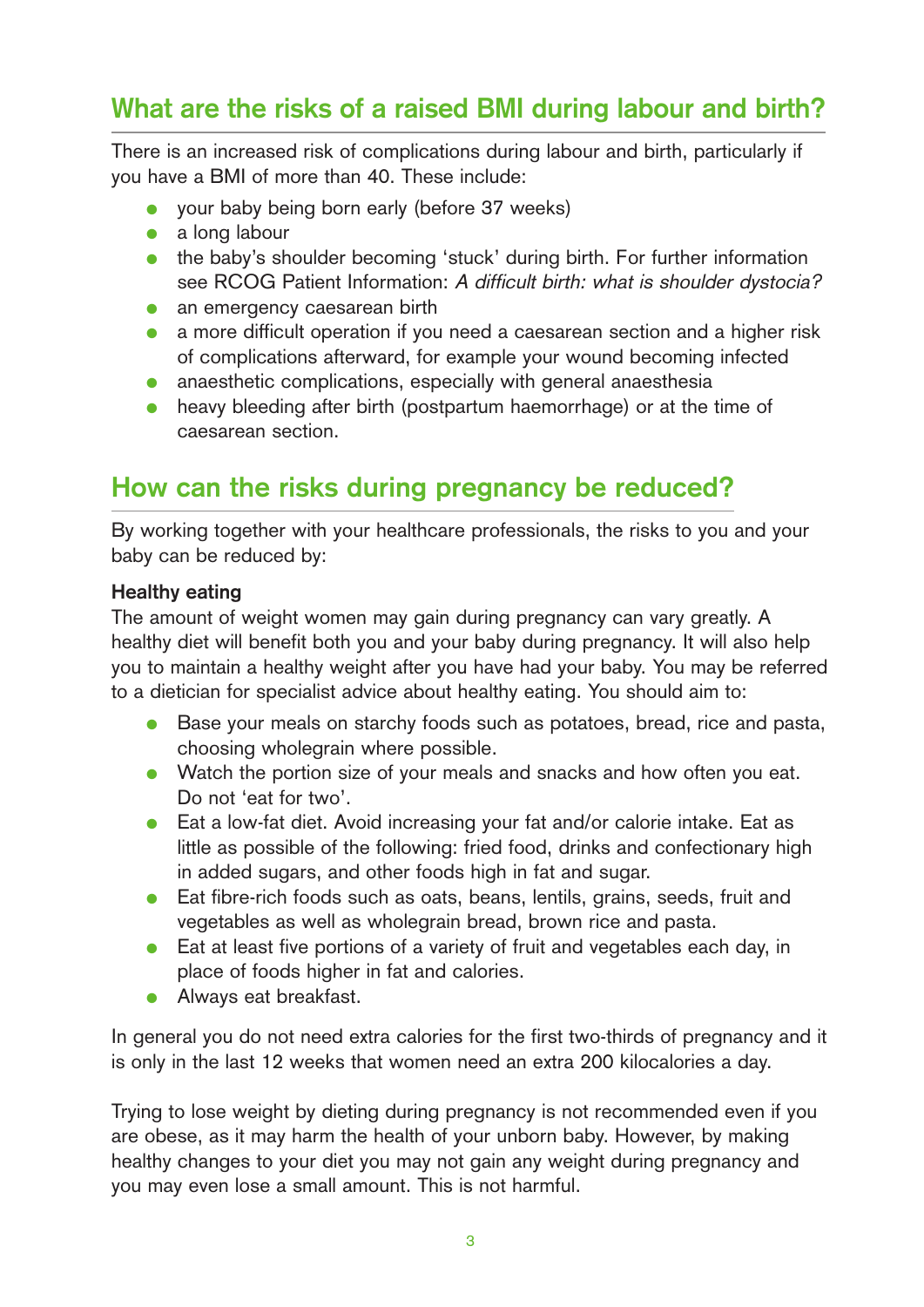## What are the risks of a raised BMI during labour and birth?

There is an increased risk of complications during labour and birth, particularly if you have a BMI of more than 40. These include:

- your baby being born early (before 37 weeks)
- a long labour
- the baby's shoulder becoming 'stuck' during birth. For further information see RCOG Patient Information: *A difficult birth: what is shoulder dystocia?*
- an emergency caesarean birth
- a more difficult operation if you need a caesarean section and a higher risk of complications afterward, for example your wound becoming infected
- anaesthetic complications, especially with general anaesthesia
- heavy bleeding after birth (postpartum haemorrhage) or at the time of caesarean section.

## How can the risks during pregnancy be reduced?

By working together with your healthcare professionals, the risks to you and your baby can be reduced by:

**Healthy eating**

The amount of weight women may gain during pregnancy can vary greatly. A healthy diet will benefit both you and your baby during pregnancy. It will also help you to maintain a healthy weight after you have had your baby. You may be referred to a dietician for specialist advice about healthy eating. You should aim to:

- Base your meals on starchy foods such as potatoes, bread, rice and pasta, choosing wholegrain where possible.
- Watch the portion size of your meals and snacks and how often you eat. Do not 'eat for two'.
- Eat a low-fat diet. Avoid increasing your fat and/or calorie intake. Eat as little as possible of the following: fried food, drinks and confectionary high in added sugars, and other foods high in fat and sugar.
- Eat fibre-rich foods such as oats, beans, lentils, grains, seeds, fruit and vegetables as well as wholegrain bread, brown rice and pasta.
- Eat at least five portions of a variety of fruit and vegetables each day, in place of foods higher in fat and calories.
- Always eat breakfast.

In general you do not need extra calories for the first two-thirds of pregnancy and it is only in the last 12 weeks that women need an extra 200 kilocalories a day.

Trying to lose weight by dieting during pregnancy is not recommended even if you are obese, as it may harm the health of your unborn baby. However, by making healthy changes to your diet you may not gain any weight during pregnancy and you may even lose a small amount. This is not harmful.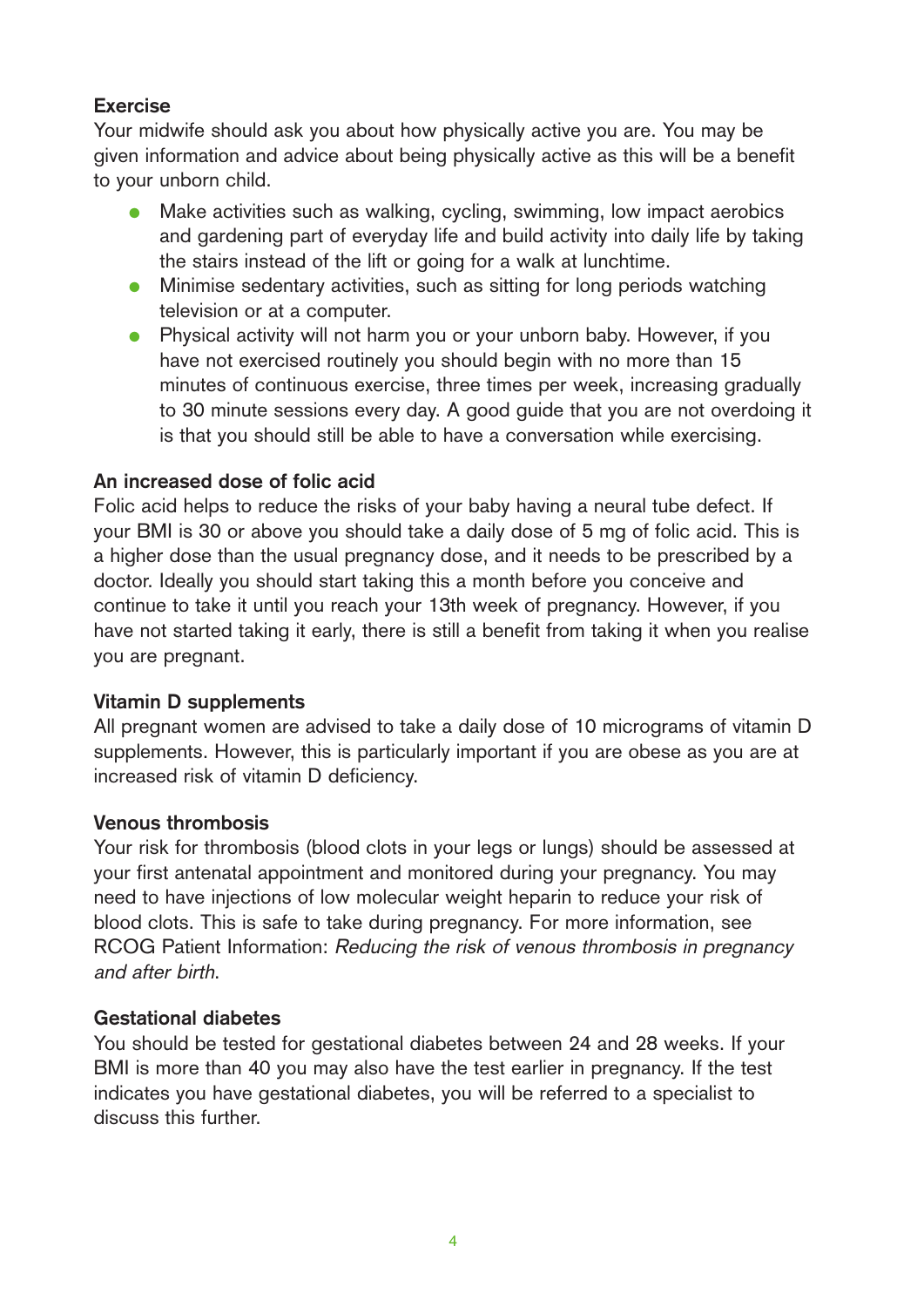### Exercise

Your midwife should ask you about how physically active you are. You may be given information and advice about being physically active as this will be a benefit to your unborn child.

- Make activities such as walking, cycling, swimming, low impact aerobics and gardening part of everyday life and build activity into daily life by taking the stairs instead of the lift or going for a walk at lunchtime.
- Minimise sedentary activities, such as sitting for long periods watching television or at a computer.
- Physical activity will not harm you or your unborn baby. However, if you have not exercised routinely you should begin with no more than 15 minutes of continuous exercise, three times per week, increasing gradually to 30 minute sessions every day. A good guide that you are not overdoing it is that you should still be able to have a conversation while exercising.

### An increased dose of folic acid

Folic acid helps to reduce the risks of your baby having a neural tube defect. If your BMI is 30 or above you should take a daily dose of 5 mg of folic acid. This is a higher dose than the usual pregnancy dose, and it needs to be prescribed by a doctor. Ideally you should start taking this a month before you conceive and continue to take it until you reach your 13th week of pregnancy. However, if you have not started taking it early, there is still a benefit from taking it when you realise you are pregnant.

### Vitamin D supplements

All pregnant women are advised to take a daily dose of 10 micrograms of vitamin D supplements. However, this is particularly important if you are obese as you are at increased risk of vitamin D deficiency.

### Venous thrombosis

Your risk for thrombosis (blood clots in your legs or lungs) should be assessed at your first antenatal appointment and monitored during your pregnancy. You may need to have injections of low molecular weight heparin to reduce your risk of blood clots. This is safe to take during pregnancy. For more information, see RCOG Patient Information: *Reducing the risk of venous thrombosis in pregnancy and after birth*.

### Gestational diabetes

You should be tested for gestational diabetes between 24 and 28 weeks. If your BMI is more than 40 you may also have the test earlier in pregnancy. If the test indicates you have gestational diabetes, you will be referred to a specialist to discuss this further.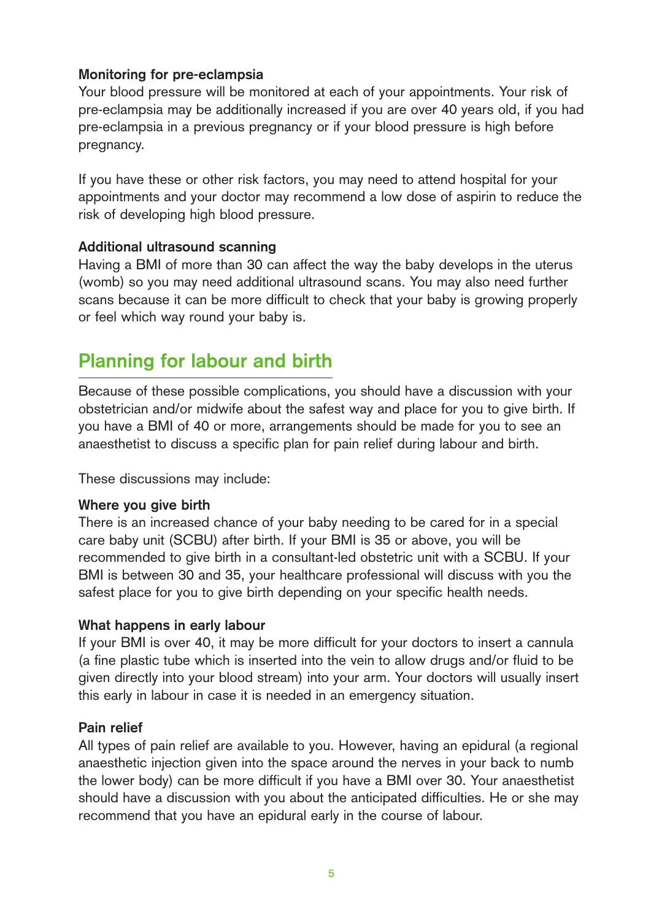### Monitoring for pre-eclampsia

Your blood pressure will be monitored at each of your appointments. Your risk of pre-eclampsia may be additionally increased if you are over 40 years old, if you had pre-eclampsia in a previous pregnancy or if your blood pressure is high before pregnancy.

If you have these or other risk factors, you may need to attend hospital for your appointments and your doctor may recommend a low dose of aspirin to reduce the risk of developing high blood pressure.

### Additional ultrasound scanning

Having a BMI of more than 30 can affect the way the baby develops in the uterus (womb) so you may need additional ultrasound scans. You may also need further scans because it can be more difficult to check that your baby is growing properly or feel which way round your baby is.

## Planning for labour and birth

Because of these possible complications, you should have a discussion with your obstetrician and/or midwife about the safest way and place for you to give birth. If you have a BMI of 40 or more, arrangements should be made for you to see an anaesthetist to discuss a specific plan for pain relief during labour and birth.

These discussions may include:

### Where you give birth

There is an increased chance of your baby needing to be cared for in a special care baby unit (SCBU) after birth. If your BMI is 35 or above, you will be recommended to give birth in a consultant-led obstetric unit with a SCBU. If your BMI is between 30 and 35, your healthcare professional will discuss with you the safest place for you to give birth depending on your specific health needs.

### What happens in early labour

If your BMI is over 40, it may be more difficult for your doctors to insert a cannula (a fine plastic tube which is inserted into the vein to allow drugs and/or fluid to be given directly into your blood stream) into your arm. Your doctors will usually insert this early in labour in case it is needed in an emergency situation.

### Pain relief

All types of pain relief are available to you. However, having an epidural (a regional anaesthetic injection given into the space around the nerves in your back to numb the lower body) can be more difficult if you have a BMI over 30. Your anaesthetist should have a discussion with you about the anticipated difficulties. He or she may recommend that you have an epidural early in the course of labour.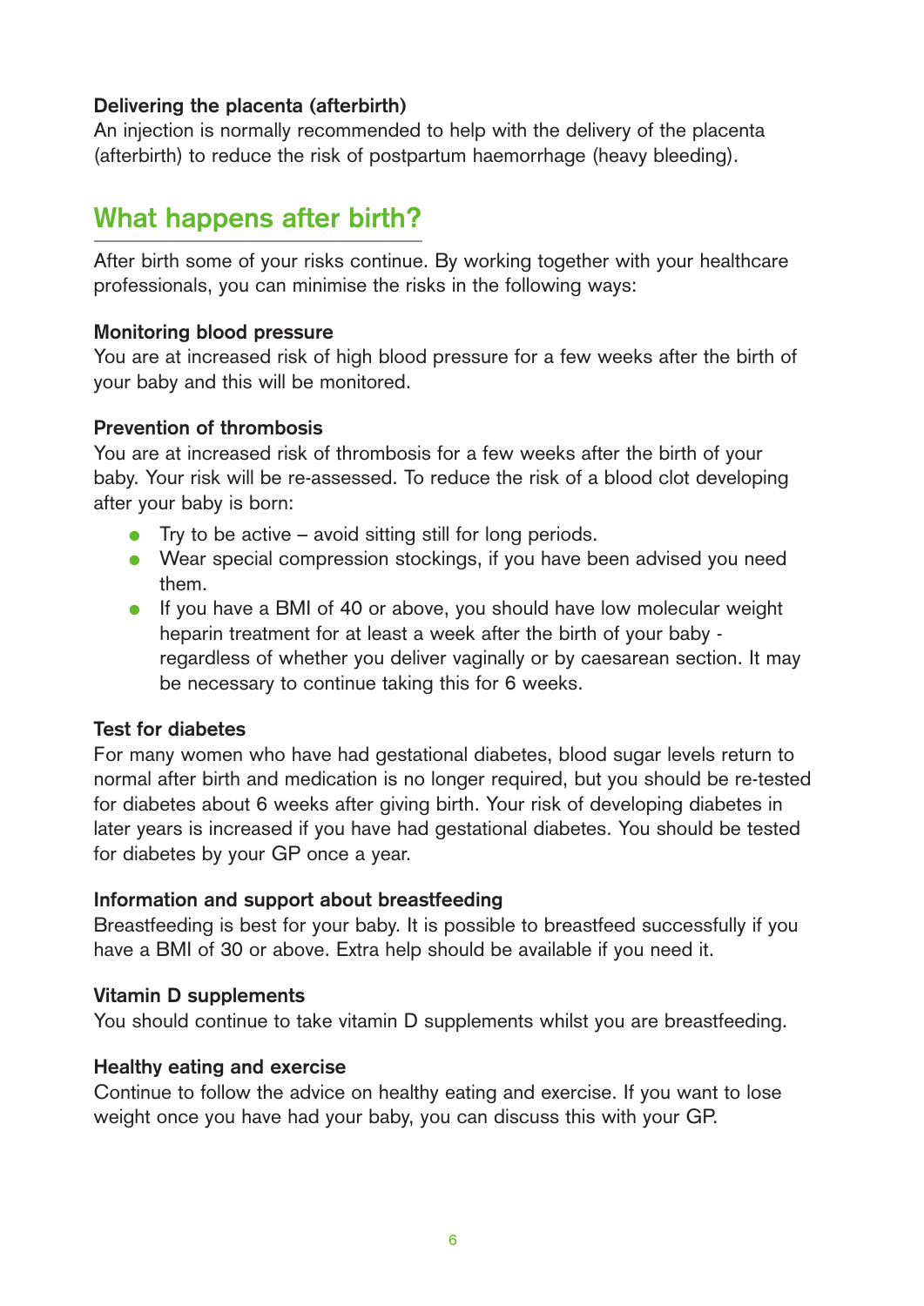### Delivering the placenta (afterbirth)

An injection is normally recommended to help with the delivery of the placenta (afterbirth) to reduce the risk of postpartum haemorrhage (heavy bleeding).

## What happens after birth?

After birth some of your risks continue. By working together with your healthcare professionals, you can minimise the risks in the following ways:

### Monitoring blood pressure

You are at increased risk of high blood pressure for a few weeks after the birth of your baby and this will be monitored.

### Prevention of thrombosis

You are at increased risk of thrombosis for a few weeks after the birth of your baby. Your risk will be re-assessed. To reduce the risk of a blood clot developing after your baby is born:

- Try to be active – avoid sitting still for long periods.
- Wear special compression stockings, if you have been advised you need them.
- If you have a BMI of 40 or above, you should have low molecular weight heparin treatment for at least a week after the birth of your baby - regardless of whether you deliver vaginally or by caesarean section. It may be necessary to continue taking this for 6 weeks.

### Test for diabetes

For many women who have had gestational diabetes, blood sugar levels return to normal after birth and medication is no longer required, but you should be re-tested for diabetes about 6 weeks after giving birth. Your risk of developing diabetes in later years is increased if you have had gestational diabetes. You should be tested for diabetes by your GP once a year.

### Information and support about breastfeeding

Breastfeeding is best for your baby. It is possible to breastfeed successfully if you have a BMI of 30 or above. Extra help should be available if you need it.

### Vitamin D supplements

You should continue to take vitamin D supplements whilst you are breastfeeding.

### Healthy eating and exercise

Continue to follow the advice on healthy eating and exercise. If you want to lose weight once you have had your baby, you can discuss this with your GP.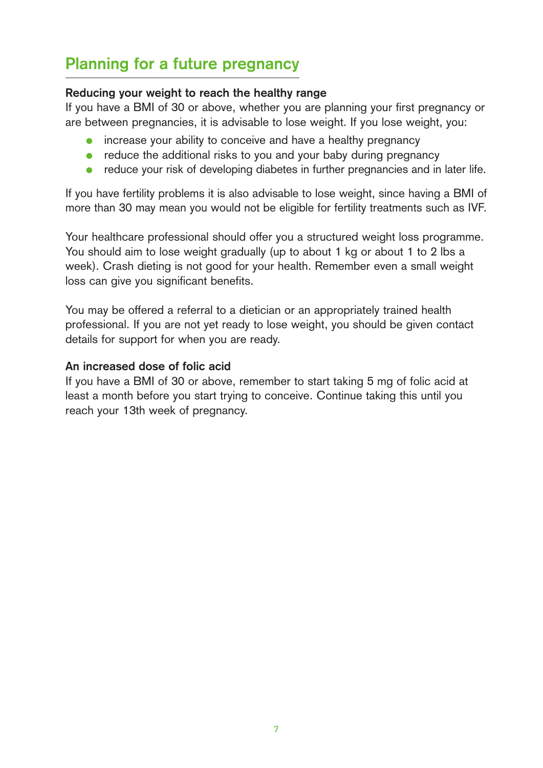## Planning for a future pregnancy

**Reducing your weight to reach the healthy range**

If you have a BMI of 30 or above, whether you are planning your first pregnancy or are between pregnancies, it is advisable to lose weight. If you lose weight, you:

- increase your ability to conceive and have a healthy pregnancy
- reduce the additional risks to you and your baby during pregnancy
- reduce your risk of developing diabetes in further pregnancies and in later life.

If you have fertility problems it is also advisable to lose weight, since having a BMI of more than 30 may mean you would not be eligible for fertility treatments such as IVF.

Your healthcare professional should offer you a structured weight loss programme. You should aim to lose weight gradually (up to about 1 kg or about 1 to 2 lbs a week). Crash dieting is not good for your health. Remember even a small weight loss can give you significant benefits.

You may be offered a referral to a dietician or an appropriately trained health professional. If you are not yet ready to lose weight, you should be given contact details for support for when you are ready.

**An increased dose of folic acid**

If you have a BMI of 30 or above, remember to start taking 5 mg of folic acid at least a month before you start trying to conceive. Continue taking this until you reach your 13th week of pregnancy.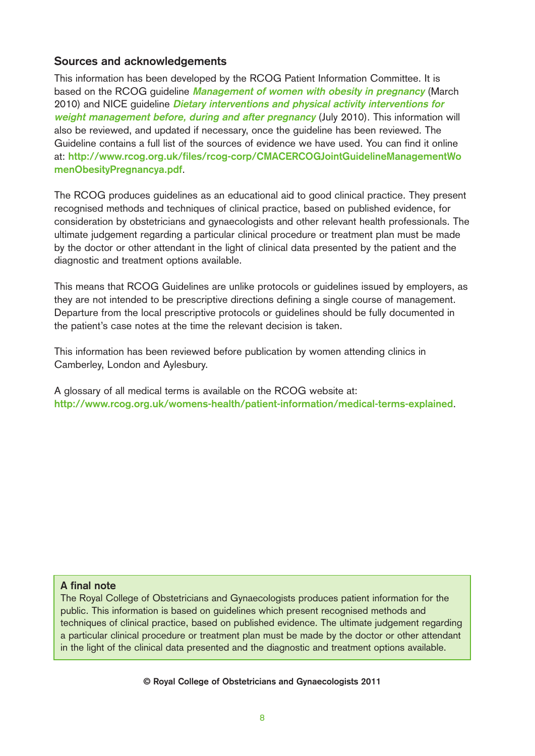## Sources and acknowledgements

This information has been developed by the RCOG Patient Information Committee. It is based on the RCOG guideline ***Management of women with obesity in pregnancy*** (March 2010) and NICE guideline ***Dietary interventions and physical activity interventions for weight management before, during and after pregnancy*** (July 2010). This information will also be reviewed, and updated if necessary, once the guideline has been reviewed. The Guideline contains a full list of the sources of evidence we have used. You can find it online at: **http://www.rcog.org.uk/files/rcog-corp/CMACERCOGJointGuidelineManagementWomenObesityPregnancya.pdf**.

The RCOG produces guidelines as an educational aid to good clinical practice. They present recognised methods and techniques of clinical practice, based on published evidence, for consideration by obstetricians and gynaecologists and other relevant health professionals. The ultimate judgement regarding a particular clinical procedure or treatment plan must be made by the doctor or other attendant in the light of clinical data presented by the patient and the diagnostic and treatment options available.

This means that RCOG Guidelines are unlike protocols or guidelines issued by employers, as they are not intended to be prescriptive directions defining a single course of management. Departure from the local prescriptive protocols or guidelines should be fully documented in the patient's case notes at the time the relevant decision is taken.

This information has been reviewed before publication by women attending clinics in Camberley, London and Aylesbury.

A glossary of all medical terms is available on the RCOG website at: **http://www.rcog.org.uk/womens-health/patient-information/medical-terms-explained**.

**A final note**

The Royal College of Obstetricians and Gynaecologists produces patient information for the public. This information is based on guidelines which present recognised methods and techniques of clinical practice, based on published evidence. The ultimate judgement regarding a particular clinical procedure or treatment plan must be made by the doctor or other attendant in the light of the clinical data presented and the diagnostic and treatment options available.

**© Royal College of Obstetricians and Gynaecologists 2011**